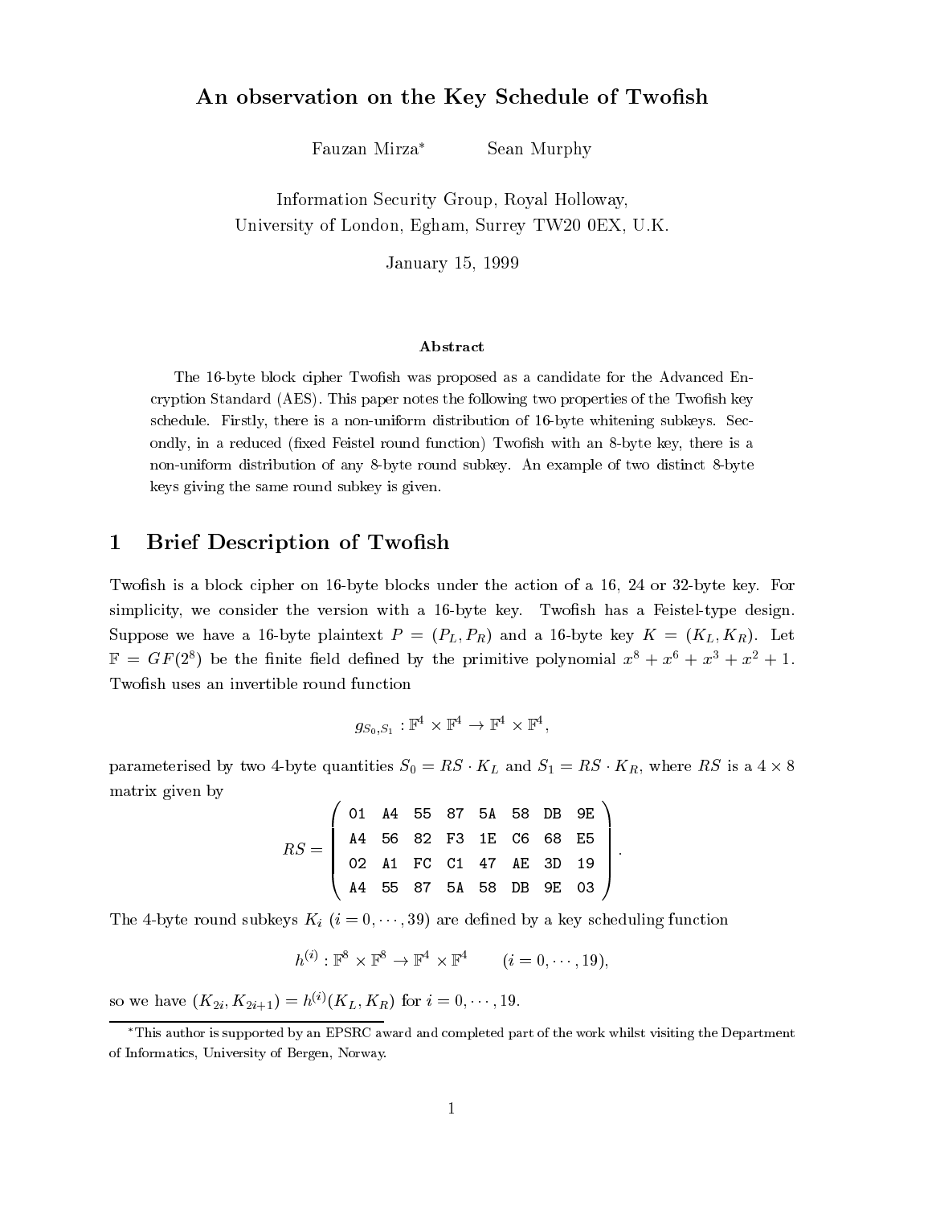# An observation on the Key Schedule of Twofish

Fauzan Mirza* Sean Murphy

Information Security Group, Royal Holloway,
University of London, Egham, Surrey TW20 0EX, U.K.

January 15, 1999

### Abstract

The 16-byte block cipher Twofish was proposed as a candidate for the Advanced Encryption Standard (AES). This paper notes the following two properties of the Twofish key schedule. Firstly, there is a non-uniform distribution of 16-byte whitening subkeys. Secondly, in a reduced (fixed Feistel round function) Twofish with an 8-byte key, there is a non-uniform distribution of any 8-byte round subkey. An example of two distinct 8-byte keys giving the same round subkey is given.

## 1 Brief Description of Twofish

Twofish is a block cipher on 16-byte blocks under the action of a 16, 24 or 32-byte key. For simplicity, we consider the version with a 16-byte key. Twofish has a Feistel-type design. Suppose we have a 16-byte plaintext $P = (P_L, P_R)$ and a 16-byte key $K = (K_L, K_R)$. Let $\mathbb{F} = GF(2^8)$ be the finite field defined by the primitive polynomial $x^8 + x^6 + x^3 + x^2 + 1$. Twofish uses an invertible round function

$$g_{S_0,S_1} : \mathbb{F}^4 \times \mathbb{F}^4 \rightarrow \mathbb{F}^4 \times \mathbb{F}^4,$$

parameterised by two 4-byte quantities $S_0 = RS \cdot K_L$ and $S_1 = RS \cdot K_R$, where $RS$ is a $4 \times 8$ matrix given by

$$RS = \begin{pmatrix} \texttt{01} & \texttt{A4} & \texttt{55} & \texttt{87} & \texttt{5A} & \texttt{58} & \texttt{DB} & \texttt{9E} \\ \texttt{A4} & \texttt{56} & \texttt{82} & \texttt{F3} & \texttt{1E} & \texttt{C6} & \texttt{68} & \texttt{E5} \\ \texttt{02} & \texttt{A1} & \texttt{FC} & \texttt{C1} & \texttt{47} & \texttt{AE} & \texttt{3D} & \texttt{19} \\ \texttt{A4} & \texttt{55} & \texttt{87} & \texttt{5A} & \texttt{58} & \texttt{DB} & \texttt{9E} & \texttt{03} \end{pmatrix}.$$

The 4-byte round subkeys $K_i$ $(i = 0, \cdots, 39)$ are defined by a key scheduling function

$$h^{(i)} : \mathbb{F}^8 \times \mathbb{F}^8 \rightarrow \mathbb{F}^4 \times \mathbb{F}^4 \qquad (i = 0, \cdots, 19),$$

so we have $(K_{2i}, K_{2i+1}) = h^{(i)}(K_L, K_R)$ for $i = 0, \cdots, 19$.

*This author is supported by an EPSRC award and completed part of the work whilst visiting the Department of Informatics, University of Bergen, Norway.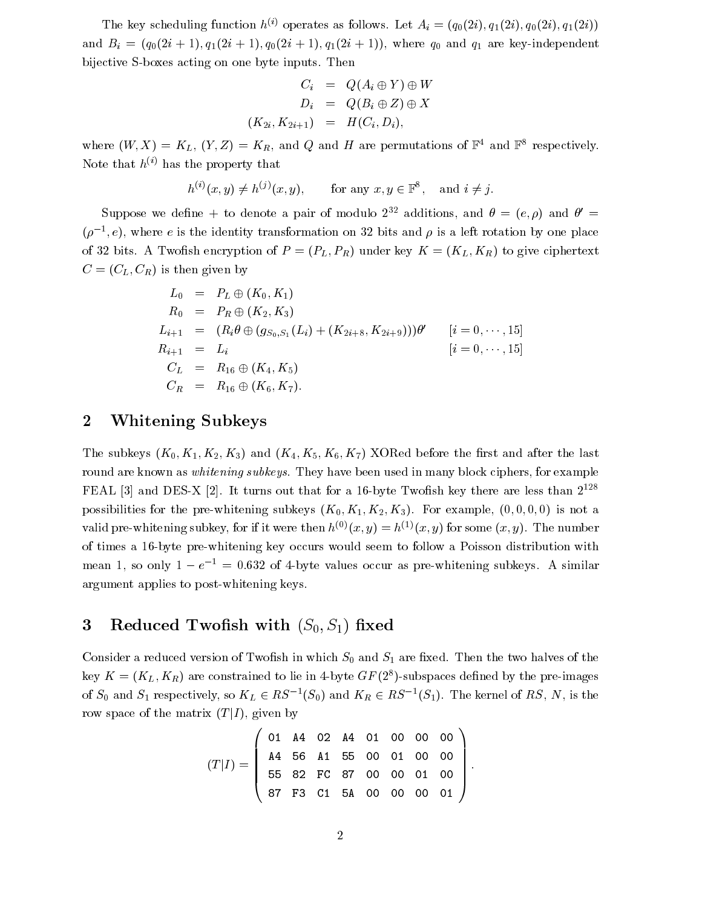The key scheduling function $h^{(i)}$ operates as follows. Let $A_i = (q_0(2i), q_1(2i), q_0(2i), q_1(2i))$ and $B_i = (q_0(2i+1), q_1(2i+1), q_0(2i+1), q_1(2i+1))$, where $q_0$ and $q_1$ are key-independent bijective S-boxes acting on one byte inputs. Then

$$
\begin{aligned}
C_i &= Q(A_i \oplus Y) \oplus W \\
D_i &= Q(B_i \oplus Z) \oplus X \\
(K_{2i}, K_{2i+1}) &= H(C_i, D_i),
\end{aligned}
$$

where $(W, X) = K_L$, $(Y, Z) = K_R$, and $Q$ and $H$ are permutations of $\mathbb{F}^4$ and $\mathbb{F}^8$ respectively. Note that $h^{(i)}$ has the property that

$$
h^{(i)}(x, y) \neq h^{(j)}(x, y), \qquad \text{for any } x, y \in \mathbb{F}^8, \quad \text{and } i \neq j.
$$

Suppose we define $+$ to denote a pair of modulo $2^{32}$ additions, and $\theta = (e, \rho)$ and $\theta' = (\rho^{-1}, e)$, where $e$ is the identity transformation on 32 bits and $\rho$ is a left rotation by one place of 32 bits. A Twofish encryption of $P = (P_L, P_R)$ under key $K = (K_L, K_R)$ to give ciphertext $C = (C_L, C_R)$ is then given by

$$
\begin{aligned}
L_0 &= P_L \oplus (K_0, K_1) \\
R_0 &= P_R \oplus (K_2, K_3) \\
L_{i+1} &= (R_i\theta \oplus (g_{S_0,S_1}(L_i) + (K_{2i+8}, K_{2i+9})))\theta' \qquad [i = 0, \cdots, 15] \\
R_{i+1} &= L_i \qquad [i = 0, \cdots, 15] \\
C_L &= R_{16} \oplus (K_4, K_5) \\
C_R &= R_{16} \oplus (K_6, K_7).
\end{aligned}
$$

## 2 Whitening Subkeys

The subkeys $(K_0, K_1, K_2, K_3)$ and $(K_4, K_5, K_6, K_7)$ XORed before the first and after the last round are known as *whitening subkeys*. They have been used in many block ciphers, for example FEAL [3] and DES-X [2]. It turns out that for a 16-byte Twofish key there are less than $2^{128}$ possibilities for the pre-whitening subkeys $(K_0, K_1, K_2, K_3)$. For example, $(0, 0, 0, 0)$ is not a valid pre-whitening subkey, for if it were then $h^{(0)}(x, y) = h^{(1)}(x, y)$ for some $(x, y)$. The number of times a 16-byte pre-whitening key occurs would seem to follow a Poisson distribution with mean 1, so only $1 - e^{-1} = 0.632$ of 4-byte values occur as pre-whitening subkeys. A similar argument applies to post-whitening keys.

## 3 Reduced Twofish with $(S_0, S_1)$ fixed

Consider a reduced version of Twofish in which $S_0$ and $S_1$ are fixed. Then the two halves of the key $K = (K_L, K_R)$ are constrained to lie in 4-byte $GF(2^8)$-subspaces defined by the pre-images of $S_0$ and $S_1$ respectively, so $K_L \in RS^{-1}(S_0)$ and $K_R \in RS^{-1}(S_1)$. The kernel of $RS$, $N$, is the row space of the matrix $(T|I)$, given by

$$
(T|I) = \begin{pmatrix}
\texttt{01} & \texttt{A4} & \texttt{02} & \texttt{A4} & \texttt{01} & \texttt{00} & \texttt{00} & \texttt{00} \\
\texttt{A4} & \texttt{56} & \texttt{A1} & \texttt{55} & \texttt{00} & \texttt{01} & \texttt{00} & \texttt{00} \\
\texttt{55} & \texttt{82} & \texttt{FC} & \texttt{87} & \texttt{00} & \texttt{00} & \texttt{01} & \texttt{00} \\
\texttt{87} & \texttt{F3} & \texttt{C1} & \texttt{5A} & \texttt{00} & \texttt{00} & \texttt{00} & \texttt{01}
\end{pmatrix}.
$$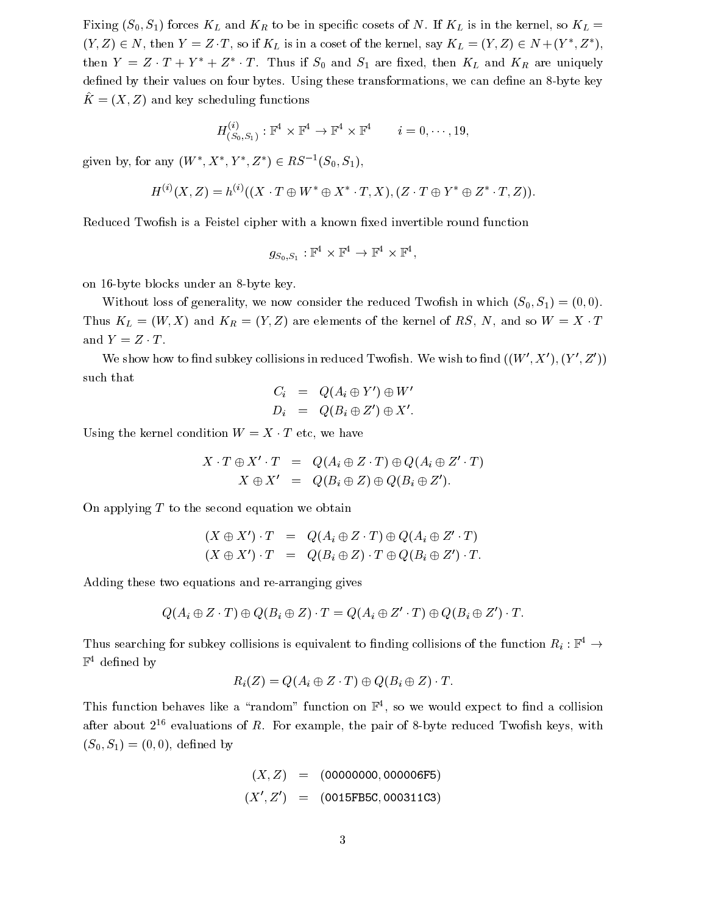Fixing $(S_0, S_1)$ forces $K_L$ and $K_R$ to be in specific cosets of $N$. If $K_L$ is in the kernel, so $K_L = (Y, Z) \in N$, then $Y = Z \cdot T$, so if $K_L$ is in a coset of the kernel, say $K_L = (Y, Z) \in N + (Y^*, Z^*)$, then $Y = Z \cdot T + Y^* + Z^* \cdot T$. Thus if $S_0$ and $S_1$ are fixed, then $K_L$ and $K_R$ are uniquely defined by their values on four bytes. Using these transformations, we can define an 8-byte key $\hat{K} = (X, Z)$ and key scheduling functions

$$H^{(i)}_{(S_0,S_1)} : \mathbb{F}^4 \times \mathbb{F}^4 \to \mathbb{F}^4 \times \mathbb{F}^4 \qquad i = 0, \cdots, 19,$$

given by, for any $(W^*, X^*, Y^*, Z^*) \in RS^{-1}(S_0, S_1)$,

$$H^{(i)}(X, Z) = h^{(i)}((X \cdot T \oplus W^* \oplus X^* \cdot T, X), (Z \cdot T \oplus Y^* \oplus Z^* \cdot T, Z)).$$

Reduced Twofish is a Feistel cipher with a known fixed invertible round function

$$g_{S_0,S_1} : \mathbb{F}^4 \times \mathbb{F}^4 \to \mathbb{F}^4 \times \mathbb{F}^4,$$

on 16-byte blocks under an 8-byte key.

Without loss of generality, we now consider the reduced Twofish in which $(S_0, S_1) = (0, 0)$. Thus $K_L = (W, X)$ and $K_R = (Y, Z)$ are elements of the kernel of $RS$, $N$, and so $W = X \cdot T$ and $Y = Z \cdot T$.

We show how to find subkey collisions in reduced Twofish. We wish to find $((W', X'), (Y', Z'))$ such that

$$\begin{aligned} C_i &= Q(A_i \oplus Y') \oplus W' \\ D_i &= Q(B_i \oplus Z') \oplus X'. \end{aligned}$$

Using the kernel condition $W = X \cdot T$ etc, we have

$$\begin{aligned} X \cdot T \oplus X' \cdot T &= Q(A_i \oplus Z \cdot T) \oplus Q(A_i \oplus Z' \cdot T) \\ X \oplus X' &= Q(B_i \oplus Z) \oplus Q(B_i \oplus Z'). \end{aligned}$$

On applying $T$ to the second equation we obtain

$$\begin{aligned} (X \oplus X') \cdot T &= Q(A_i \oplus Z \cdot T) \oplus Q(A_i \oplus Z' \cdot T) \\ (X \oplus X') \cdot T &= Q(B_i \oplus Z) \cdot T \oplus Q(B_i \oplus Z') \cdot T. \end{aligned}$$

Adding these two equations and re-arranging gives

$$Q(A_i \oplus Z \cdot T) \oplus Q(B_i \oplus Z) \cdot T = Q(A_i \oplus Z' \cdot T) \oplus Q(B_i \oplus Z') \cdot T.$$

Thus searching for subkey collisions is equivalent to finding collisions of the function $R_i : \mathbb{F}^4 \to \mathbb{F}^4$ defined by

$$R_i(Z) = Q(A_i \oplus Z \cdot T) \oplus Q(B_i \oplus Z) \cdot T.$$

This function behaves like a "random" function on $\mathbb{F}^4$, so we would expect to find a collision after about $2^{16}$ evaluations of $R$. For example, the pair of 8-byte reduced Twofish keys, with $(S_0, S_1) = (0, 0)$, defined by

$$\begin{aligned} (X, Z) &= (\texttt{00000000}, \texttt{000006F5}) \\ (X', Z') &= (\texttt{0015FB5C}, \texttt{000311C3}) \end{aligned}$$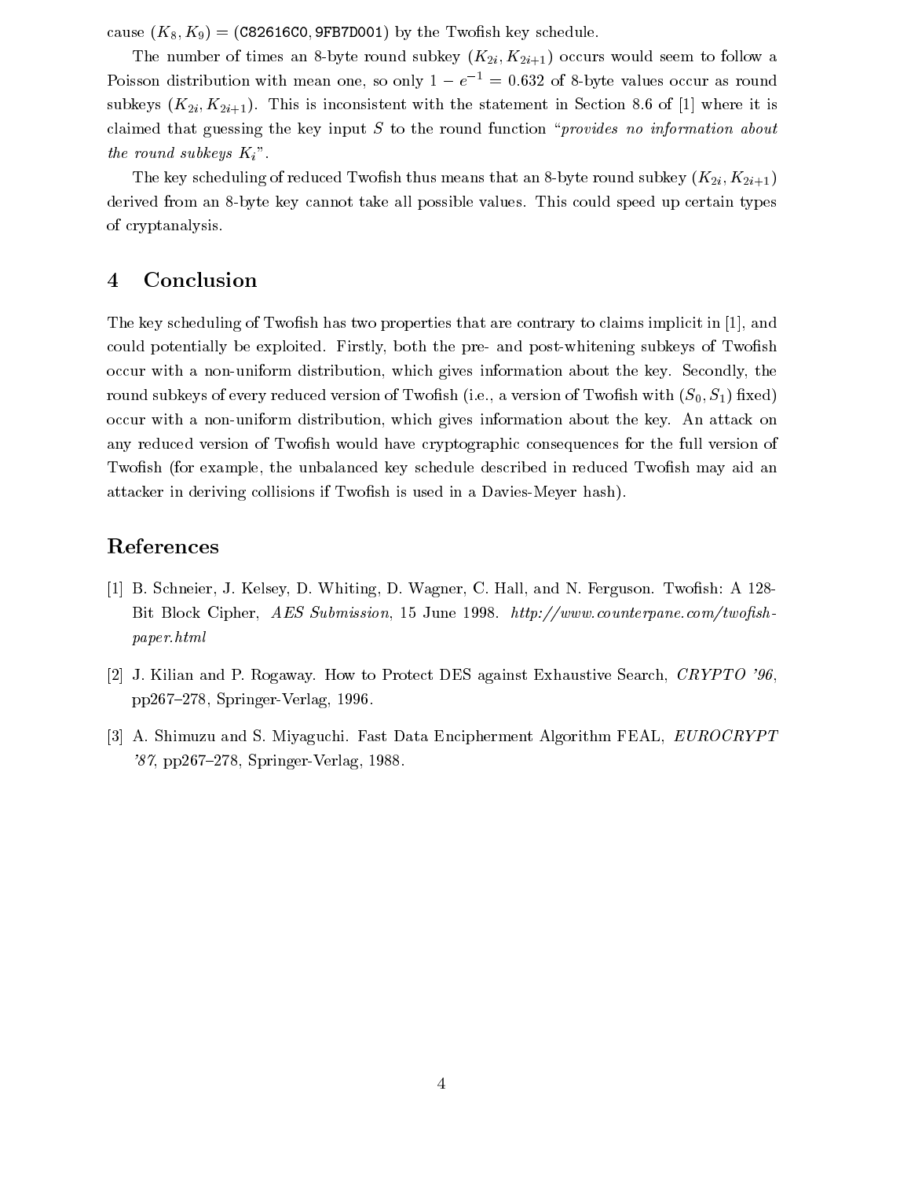cause $(K_8, K_9) =$ (`C82616C0`, `9FB7D001`) by the Twofish key schedule.

The number of times an 8-byte round subkey $(K_{2i}, K_{2i+1})$ occurs would seem to follow a Poisson distribution with mean one, so only $1 - e^{-1} = 0.632$ of 8-byte values occur as round subkeys $(K_{2i}, K_{2i+1})$. This is inconsistent with the statement in Section 8.6 of [1] where it is claimed that guessing the key input $S$ to the round function "*provides no information about the round subkeys $K_i$*".

The key scheduling of reduced Twofish thus means that an 8-byte round subkey $(K_{2i}, K_{2i+1})$ derived from an 8-byte key cannot take all possible values. This could speed up certain types of cryptanalysis.

## 4 Conclusion

The key scheduling of Twofish has two properties that are contrary to claims implicit in [1], and could potentially be exploited. Firstly, both the pre- and post-whitening subkeys of Twofish occur with a non-uniform distribution, which gives information about the key. Secondly, the round subkeys of every reduced version of Twofish (i.e., a version of Twofish with $(S_0, S_1)$ fixed) occur with a non-uniform distribution, which gives information about the key. An attack on any reduced version of Twofish would have cryptographic consequences for the full version of Twofish (for example, the unbalanced key schedule described in reduced Twofish may aid an attacker in deriving collisions if Twofish is used in a Davies-Meyer hash).

## References

[1] B. Schneier, J. Kelsey, D. Whiting, D. Wagner, C. Hall, and N. Ferguson. Twofish: A 128-Bit Block Cipher, *AES Submission*, 15 June 1998. *http://www.counterpane.com/twofish-paper.html*

[2] J. Kilian and P. Rogaway. How to Protect DES against Exhaustive Search, *CRYPTO '96*, pp267–278, Springer-Verlag, 1996.

[3] A. Shimuzu and S. Miyaguchi. Fast Data Encipherment Algorithm FEAL, *EUROCRYPT '87*, pp267–278, Springer-Verlag, 1988.